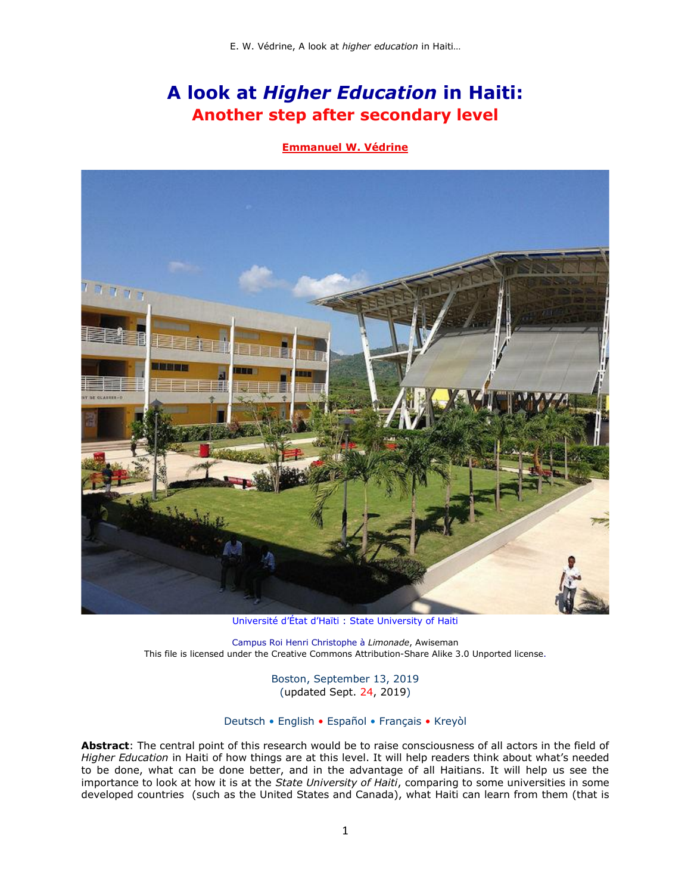# A look at *Higher Education* in Haiti:
## Another step after secondary level

**Emmanuel W. Védrine**

Université d'État d'Haïti : State University of Haiti

Campus Roi Henri Christophe à *Limonade*, Awiseman
This file is licensed under the Creative Commons Attribution-Share Alike 3.0 Unported license.

Boston, September 13, 2019
(updated Sept. 24, 2019)

Deutsch • English • Español • Français • Kreyòl

**Abstract**: The central point of this research would be to raise consciousness of all actors in the field of *Higher Education* in Haiti of how things are at this level. It will help readers think about what's needed to be done, what can be done better, and in the advantage of all Haitians. It will help us see the importance to look at how it is at the *State University of Haiti*, comparing to some universities in some developed countries (such as the United States and Canada), what Haiti can learn from them (that is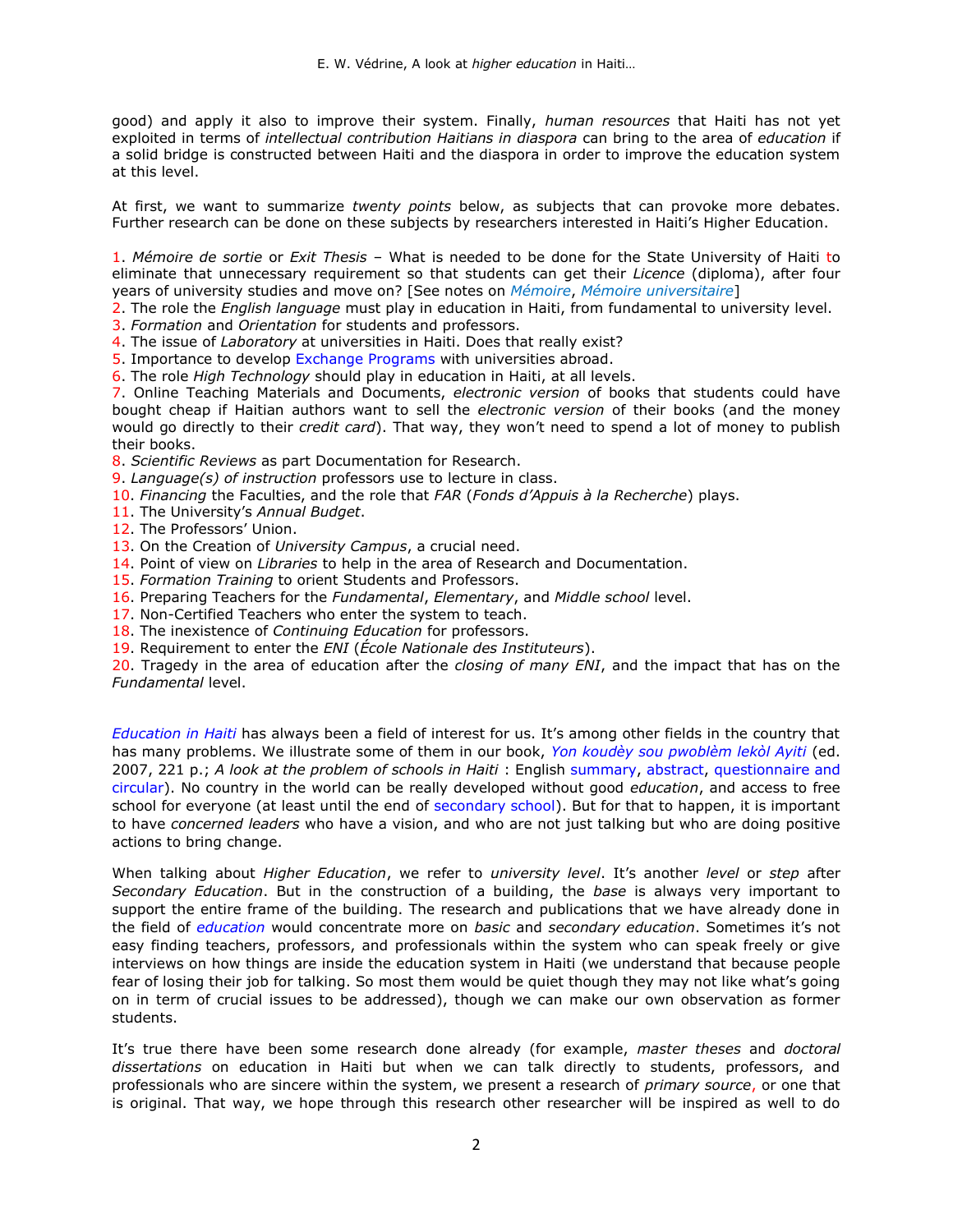good) and apply it also to improve their system. Finally, *human resources* that Haiti has not yet exploited in terms of *intellectual contribution Haitians in diaspora* can bring to the area of *education* if a solid bridge is constructed between Haiti and the diaspora in order to improve the education system at this level.

At first, we want to summarize *twenty points* below, as subjects that can provoke more debates. Further research can be done on these subjects by researchers interested in Haiti's Higher Education.

1. *Mémoire de sortie* or *Exit Thesis* – What is needed to be done for the State University of Haiti to eliminate that unnecessary requirement so that students can get their *Licence* (diploma), after four years of university studies and move on? [See notes on *Mémoire*, *Mémoire universitaire*]
2. The role the *English language* must play in education in Haiti, from fundamental to university level.
3. *Formation* and *Orientation* for students and professors.
4. The issue of *Laboratory* at universities in Haiti. Does that really exist?
5. Importance to develop Exchange Programs with universities abroad.
6. The role *High Technology* should play in education in Haiti, at all levels.
7. Online Teaching Materials and Documents, *electronic version* of books that students could have bought cheap if Haitian authors want to sell the *electronic version* of their books (and the money would go directly to their *credit card*). That way, they won't need to spend a lot of money to publish their books.
8. *Scientific Reviews* as part Documentation for Research.
9. *Language(s) of instruction* professors use to lecture in class.
10. *Financing* the Faculties, and the role that *FAR* (*Fonds d'Appuis à la Recherche*) plays.
11. The University's *Annual Budget*.
12. The Professors' Union.
13. On the Creation of *University Campus*, a crucial need.
14. Point of view on *Libraries* to help in the area of Research and Documentation.
15. *Formation Training* to orient Students and Professors.
16. Preparing Teachers for the *Fundamental*, *Elementary*, and *Middle school* level.
17. Non-Certified Teachers who enter the system to teach.
18. The inexistence of *Continuing Education* for professors.
19. Requirement to enter the *ENI* (*École Nationale des Instituteurs*).
20. Tragedy in the area of education after the *closing of many ENI*, and the impact that has on the *Fundamental* level.

*Education in Haiti* has always been a field of interest for us. It's among other fields in the country that has many problems. We illustrate some of them in our book, *Yon koudèy sou pwoblèm lekòl Ayiti* (ed. 2007, 221 p.; *A look at the problem of schools in Haiti* : English summary, abstract, questionnaire and circular). No country in the world can be really developed without good *education*, and access to free school for everyone (at least until the end of secondary school). But for that to happen, it is important to have *concerned leaders* who have a vision, and who are not just talking but who are doing positive actions to bring change.

When talking about *Higher Education*, we refer to *university level*. It's another *level* or *step* after *Secondary Education*. But in the construction of a building, the *base* is always very important to support the entire frame of the building. The research and publications that we have already done in the field of *education* would concentrate more on *basic* and *secondary education*. Sometimes it's not easy finding teachers, professors, and professionals within the system who can speak freely or give interviews on how things are inside the education system in Haiti (we understand that because people fear of losing their job for talking. So most them would be quiet though they may not like what's going on in term of crucial issues to be addressed), though we can make our own observation as former students.

It's true there have been some research done already (for example, *master theses* and *doctoral dissertations* on education in Haiti but when we can talk directly to students, professors, and professionals who are sincere within the system, we present a research of *primary source*, or one that is original. That way, we hope through this research other researcher will be inspired as well to do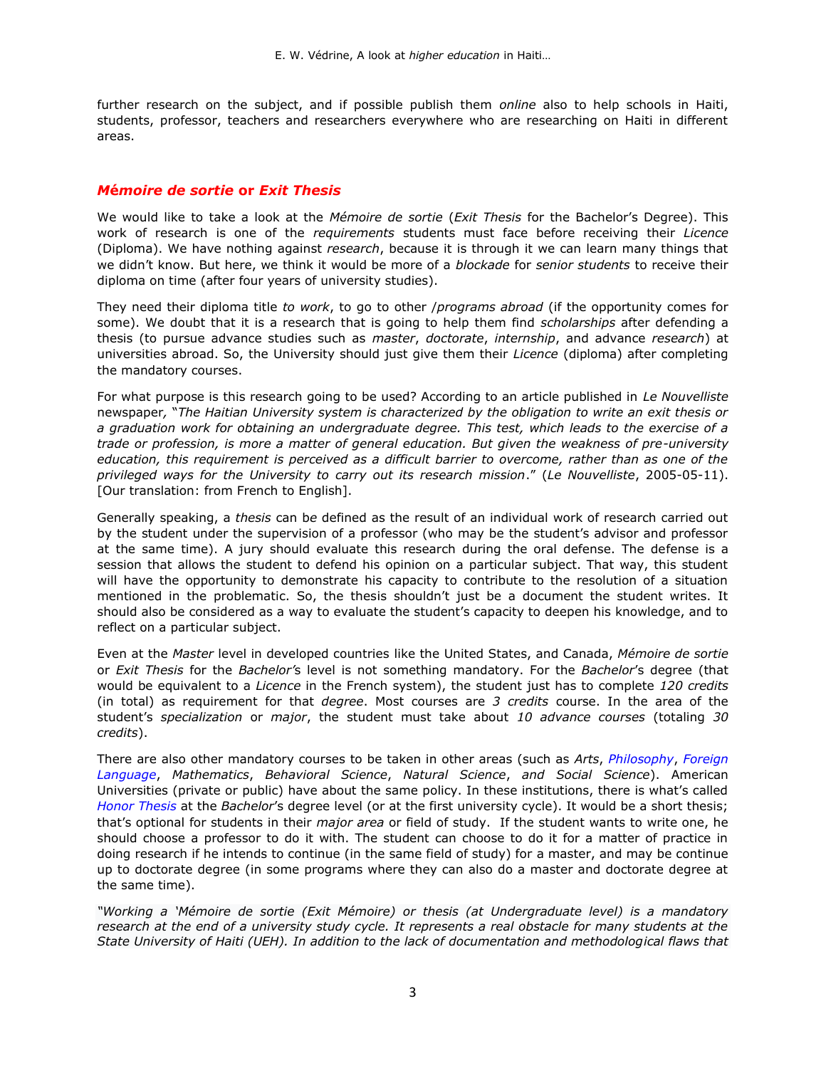further research on the subject, and if possible publish them *online* also to help schools in Haiti, students, professor, teachers and researchers everywhere who are researching on Haiti in different areas.

## ***Mémoire de sortie* or *Exit Thesis***

We would like to take a look at the *Mémoire de sortie* (*Exit Thesis* for the Bachelor's Degree). This work of research is one of the *requirements* students must face before receiving their *Licence* (Diploma). We have nothing against *research*, because it is through it we can learn many things that we didn't know. But here, we think it would be more of a *blockade* for *senior students* to receive their diploma on time (after four years of university studies).

They need their diploma title *to work*, to go to other /*programs abroad* (if the opportunity comes for some). We doubt that it is a research that is going to help them find *scholarships* after defending a thesis (to pursue advance studies such as *master*, *doctorate*, *internship*, and advance *research*) at universities abroad. So, the University should just give them their *Licence* (diploma) after completing the mandatory courses.

For what purpose is this research going to be used? According to an article published in *Le Nouvelliste* newspaper, "*The Haitian University system is characterized by the obligation to write an exit thesis or a graduation work for obtaining an undergraduate degree. This test, which leads to the exercise of a trade or profession, is more a matter of general education. But given the weakness of pre-university education, this requirement is perceived as a difficult barrier to overcome, rather than as one of the privileged ways for the University to carry out its research mission*." (*Le Nouvelliste*, 2005-05-11). [Our translation: from French to English].

Generally speaking, a *thesis* can be defined as the result of an individual work of research carried out by the student under the supervision of a professor (who may be the student's advisor and professor at the same time). A jury should evaluate this research during the oral defense. The defense is a session that allows the student to defend his opinion on a particular subject. That way, this student will have the opportunity to demonstrate his capacity to contribute to the resolution of a situation mentioned in the problematic. So, the thesis shouldn't just be a document the student writes. It should also be considered as a way to evaluate the student's capacity to deepen his knowledge, and to reflect on a particular subject.

Even at the *Master* level in developed countries like the United States, and Canada, *Mémoire de sortie* or *Exit Thesis* for the *Bachelor's* level is not something mandatory. For the *Bachelor*'s degree (that would be equivalent to a *Licence* in the French system), the student just has to complete *120 credits* (in total) as requirement for that *degree*. Most courses are *3 credits* course. In the area of the student's *specialization* or *major*, the student must take about *10 advance courses* (totaling *30 credits*).

There are also other mandatory courses to be taken in other areas (such as *Arts*, *Philosophy*, *Foreign Language*, *Mathematics*, *Behavioral Science*, *Natural Science*, *and Social Science*). American Universities (private or public) have about the same policy. In these institutions, there is what's called *Honor Thesis* at the *Bachelor*'s degree level (or at the first university cycle). It would be a short thesis; that's optional for students in their *major area* or field of study. If the student wants to write one, he should choose a professor to do it with. The student can choose to do it for a matter of practice in doing research if he intends to continue (in the same field of study) for a master, and may be continue up to doctorate degree (in some programs where they can also do a master and doctorate degree at the same time).

*"Working a 'Mémoire de sortie (Exit Mémoire) or thesis (at Undergraduate level) is a mandatory research at the end of a university study cycle. It represents a real obstacle for many students at the State University of Haiti (UEH). In addition to the lack of documentation and methodological flaws that*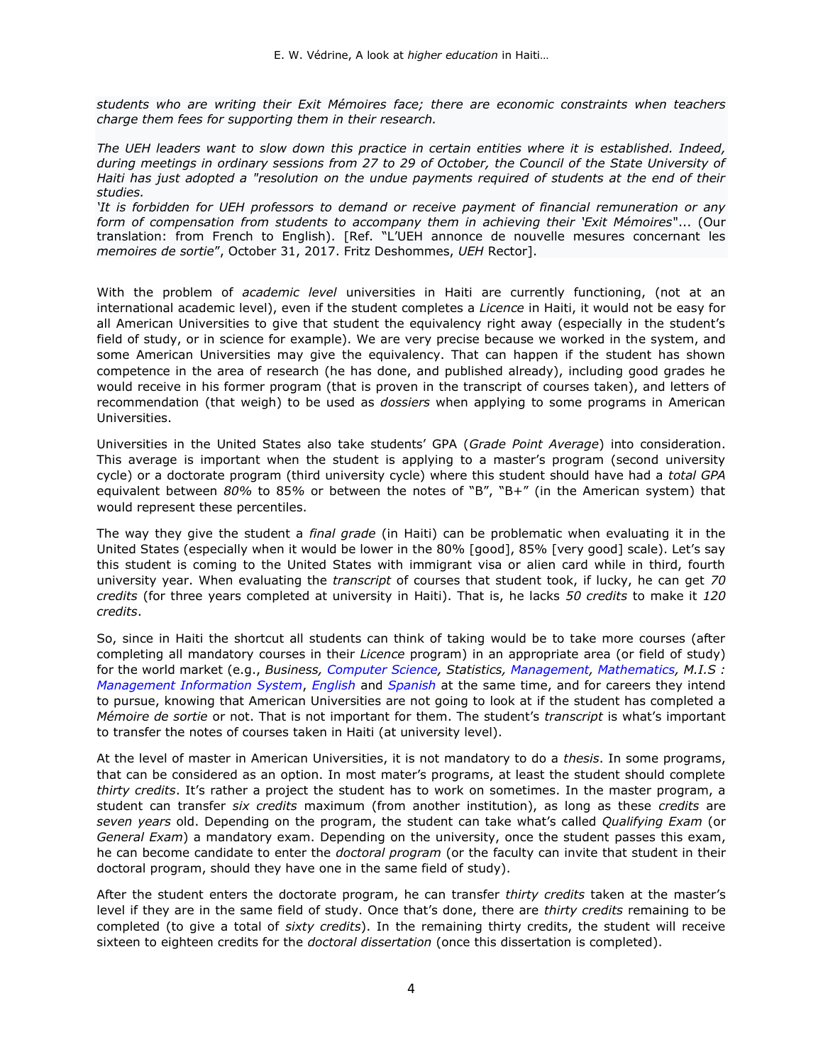*students who are writing their Exit Mémoires face; there are economic constraints when teachers charge them fees for supporting them in their research.*

*The UEH leaders want to slow down this practice in certain entities where it is established. Indeed, during meetings in ordinary sessions from 27 to 29 of October, the Council of the State University of Haiti has just adopted a "resolution on the undue payments required of students at the end of their studies.*

*'It is forbidden for UEH professors to demand or receive payment of financial remuneration or any form of compensation from students to accompany them in achieving their 'Exit Mémoires"*... (Our translation: from French to English). [Ref. "L'UEH annonce de nouvelle mesures concernant les *memoires de sortie*", October 31, 2017. Fritz Deshommes, *UEH* Rector].

With the problem of *academic level* universities in Haiti are currently functioning, (not at an international academic level), even if the student completes a *Licence* in Haiti, it would not be easy for all American Universities to give that student the equivalency right away (especially in the student's field of study, or in science for example). We are very precise because we worked in the system, and some American Universities may give the equivalency. That can happen if the student has shown competence in the area of research (he has done, and published already), including good grades he would receive in his former program (that is proven in the transcript of courses taken), and letters of recommendation (that weigh) to be used as *dossiers* when applying to some programs in American Universities.

Universities in the United States also take students' GPA (*Grade Point Average*) into consideration. This average is important when the student is applying to a master's program (second university cycle) or a doctorate program (third university cycle) where this student should have had a *total GPA* equivalent between *80%* to 85% or between the notes of "B", "B+" (in the American system) that would represent these percentiles.

The way they give the student a *final grade* (in Haiti) can be problematic when evaluating it in the United States (especially when it would be lower in the 80% [good], 85% [very good] scale). Let's say this student is coming to the United States with immigrant visa or alien card while in third, fourth university year. When evaluating the *transcript* of courses that student took, if lucky, he can get *70 credits* (for three years completed at university in Haiti). That is, he lacks *50 credits* to make it *120 credits*.

So, since in Haiti the shortcut all students can think of taking would be to take more courses (after completing all mandatory courses in their *Licence* program) in an appropriate area (or field of study) for the world market (e.g., *Business, Computer Science, Statistics, Management, Mathematics, M.I.S : Management Information System*, *English* and *Spanish* at the same time, and for careers they intend to pursue, knowing that American Universities are not going to look at if the student has completed a *Mémoire de sortie* or not. That is not important for them. The student's *transcript* is what's important to transfer the notes of courses taken in Haiti (at university level).

At the level of master in American Universities, it is not mandatory to do a *thesis*. In some programs, that can be considered as an option. In most mater's programs, at least the student should complete *thirty credits*. It's rather a project the student has to work on sometimes. In the master program, a student can transfer *six credits* maximum (from another institution), as long as these *credits* are *seven years* old. Depending on the program, the student can take what's called *Qualifying Exam* (or *General Exam*) a mandatory exam. Depending on the university, once the student passes this exam, he can become candidate to enter the *doctoral program* (or the faculty can invite that student in their doctoral program, should they have one in the same field of study).

After the student enters the doctorate program, he can transfer *thirty credits* taken at the master's level if they are in the same field of study. Once that's done, there are *thirty credits* remaining to be completed (to give a total of *sixty credits*). In the remaining thirty credits, the student will receive sixteen to eighteen credits for the *doctoral dissertation* (once this dissertation is completed).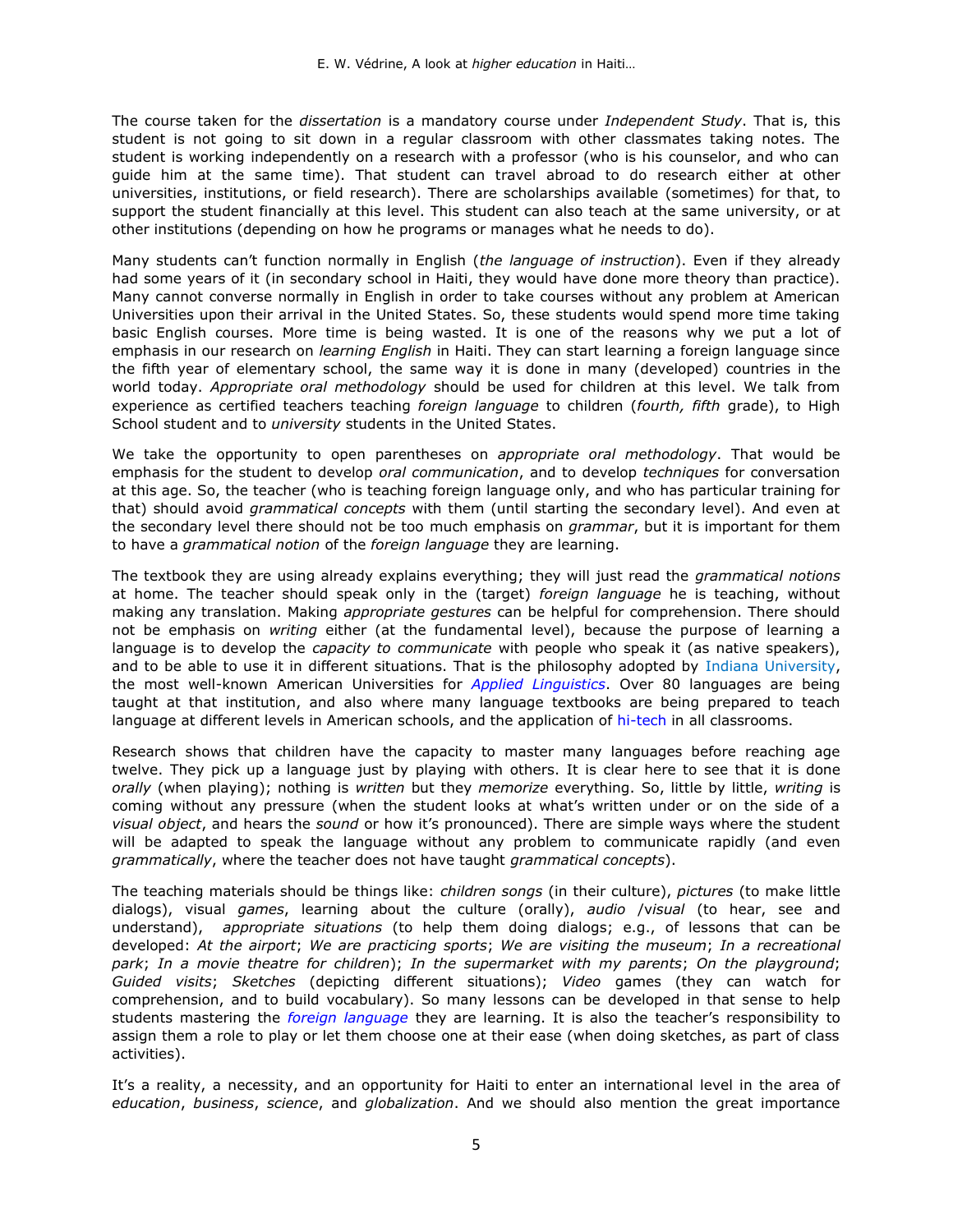The course taken for the *dissertation* is a mandatory course under *Independent Study*. That is, this student is not going to sit down in a regular classroom with other classmates taking notes. The student is working independently on a research with a professor (who is his counselor, and who can guide him at the same time). That student can travel abroad to do research either at other universities, institutions, or field research). There are scholarships available (sometimes) for that, to support the student financially at this level. This student can also teach at the same university, or at other institutions (depending on how he programs or manages what he needs to do).

Many students can't function normally in English (*the language of instruction*). Even if they already had some years of it (in secondary school in Haiti, they would have done more theory than practice). Many cannot converse normally in English in order to take courses without any problem at American Universities upon their arrival in the United States. So, these students would spend more time taking basic English courses. More time is being wasted. It is one of the reasons why we put a lot of emphasis in our research on *learning English* in Haiti. They can start learning a foreign language since the fifth year of elementary school, the same way it is done in many (developed) countries in the world today. *Appropriate oral methodology* should be used for children at this level. We talk from experience as certified teachers teaching *foreign language* to children (*fourth, fifth* grade), to High School student and to *university* students in the United States.

We take the opportunity to open parentheses on *appropriate oral methodology*. That would be emphasis for the student to develop *oral communication*, and to develop *techniques* for conversation at this age. So, the teacher (who is teaching foreign language only, and who has particular training for that) should avoid *grammatical concepts* with them (until starting the secondary level). And even at the secondary level there should not be too much emphasis on *grammar*, but it is important for them to have a *grammatical notion* of the *foreign language* they are learning.

The textbook they are using already explains everything; they will just read the *grammatical notions* at home. The teacher should speak only in the (target) *foreign language* he is teaching, without making any translation. Making *appropriate gestures* can be helpful for comprehension. There should not be emphasis on *writing* either (at the fundamental level), because the purpose of learning a language is to develop the *capacity to communicate* with people who speak it (as native speakers), and to be able to use it in different situations. That is the philosophy adopted by Indiana University, the most well-known American Universities for *Applied Linguistics*. Over 80 languages are being taught at that institution, and also where many language textbooks are being prepared to teach language at different levels in American schools, and the application of hi-tech in all classrooms.

Research shows that children have the capacity to master many languages before reaching age twelve. They pick up a language just by playing with others. It is clear here to see that it is done *orally* (when playing); nothing is *written* but they *memorize* everything. So, little by little, *writing* is coming without any pressure (when the student looks at what's written under or on the side of a *visual object*, and hears the *sound* or how it's pronounced). There are simple ways where the student will be adapted to speak the language without any problem to communicate rapidly (and even *grammatically*, where the teacher does not have taught *grammatical concepts*).

The teaching materials should be things like: *children songs* (in their culture), *pictures* (to make little dialogs), visual *games*, learning about the culture (orally), *audio* /*visual* (to hear, see and understand), *appropriate situations* (to help them doing dialogs; e.g., of lessons that can be developed: *At the airport*; *We are practicing sports*; *We are visiting the museum*; *In a recreational park*; *In a movie theatre for children*); *In the supermarket with my parents*; *On the playground*; *Guided visits*; *Sketches* (depicting different situations); *Video* games (they can watch for comprehension, and to build vocabulary). So many lessons can be developed in that sense to help students mastering the *foreign language* they are learning. It is also the teacher's responsibility to assign them a role to play or let them choose one at their ease (when doing sketches, as part of class activities).

It's a reality, a necessity, and an opportunity for Haiti to enter an international level in the area of *education*, *business*, *science*, and *globalization*. And we should also mention the great importance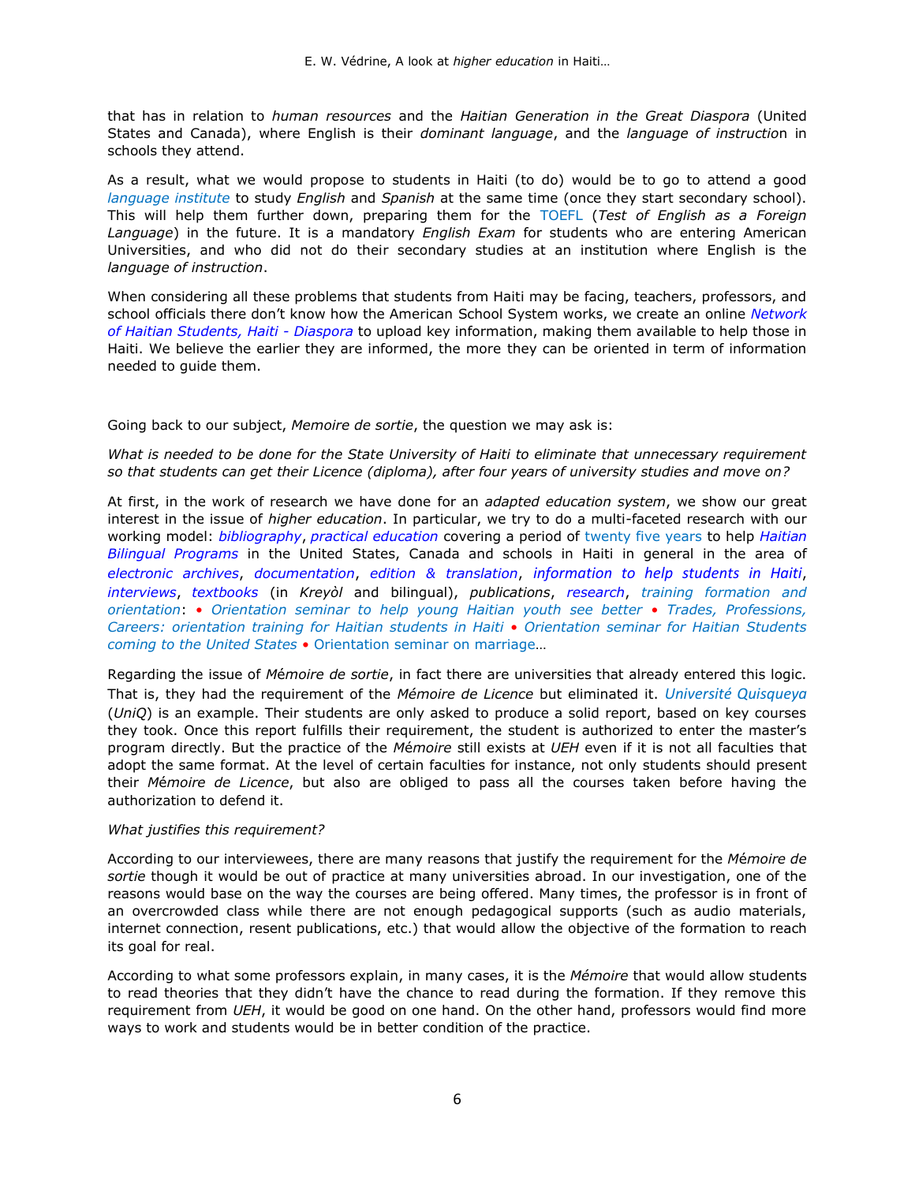that has in relation to *human resources* and the *Haitian Generation in the Great Diaspora* (United States and Canada), where English is their *dominant language*, and the *language of instruction* in schools they attend.

As a result, what we would propose to students in Haiti (to do) would be to go to attend a good *language institute* to study *English* and *Spanish* at the same time (once they start secondary school). This will help them further down, preparing them for the TOEFL (*Test of English as a Foreign Language*) in the future. It is a mandatory *English Exam* for students who are entering American Universities, and who did not do their secondary studies at an institution where English is the *language of instruction*.

When considering all these problems that students from Haiti may be facing, teachers, professors, and school officials there don't know how the American School System works, we create an online *Network of Haitian Students, Haiti - Diaspora* to upload key information, making them available to help those in Haiti. We believe the earlier they are informed, the more they can be oriented in term of information needed to guide them.

Going back to our subject, *Memoire de sortie*, the question we may ask is:

*What is needed to be done for the State University of Haiti to eliminate that unnecessary requirement so that students can get their Licence (diploma), after four years of university studies and move on?*

At first, in the work of research we have done for an *adapted education system*, we show our great interest in the issue of *higher education*. In particular, we try to do a multi-faceted research with our working model: *bibliography*, *practical education* covering a period of twenty five years to help *Haitian Bilingual Programs* in the United States, Canada and schools in Haiti in general in the area of *electronic archives*, *documentation*, *edition & translation*, *information to help students in Haiti*, *interviews*, *textbooks* (in *Kreyòl* and bilingual), *publications*, *research*, *training formation and orientation*: • *Orientation seminar to help young Haitian youth see better* • *Trades, Professions, Careers: orientation training for Haitian students in Haiti* • *Orientation seminar for Haitian Students coming to the United States* • Orientation seminar on marriage…

Regarding the issue of *Mémoire de sortie*, in fact there are universities that already entered this logic. That is, they had the requirement of the *Mémoire de Licence* but eliminated it. *Université Quisqueya* (*UniQ*) is an example. Their students are only asked to produce a solid report, based on key courses they took. Once this report fulfills their requirement, the student is authorized to enter the master's program directly. But the practice of the *Mémoire* still exists at *UEH* even if it is not all faculties that adopt the same format. At the level of certain faculties for instance, not only students should present their *Mémoire de Licence*, but also are obliged to pass all the courses taken before having the authorization to defend it.

*What justifies this requirement?*

According to our interviewees, there are many reasons that justify the requirement for the *Mémoire de sortie* though it would be out of practice at many universities abroad. In our investigation, one of the reasons would base on the way the courses are being offered. Many times, the professor is in front of an overcrowded class while there are not enough pedagogical supports (such as audio materials, internet connection, resent publications, etc.) that would allow the objective of the formation to reach its goal for real.

According to what some professors explain, in many cases, it is the *Mémoire* that would allow students to read theories that they didn't have the chance to read during the formation. If they remove this requirement from *UEH*, it would be good on one hand. On the other hand, professors would find more ways to work and students would be in better condition of the practice.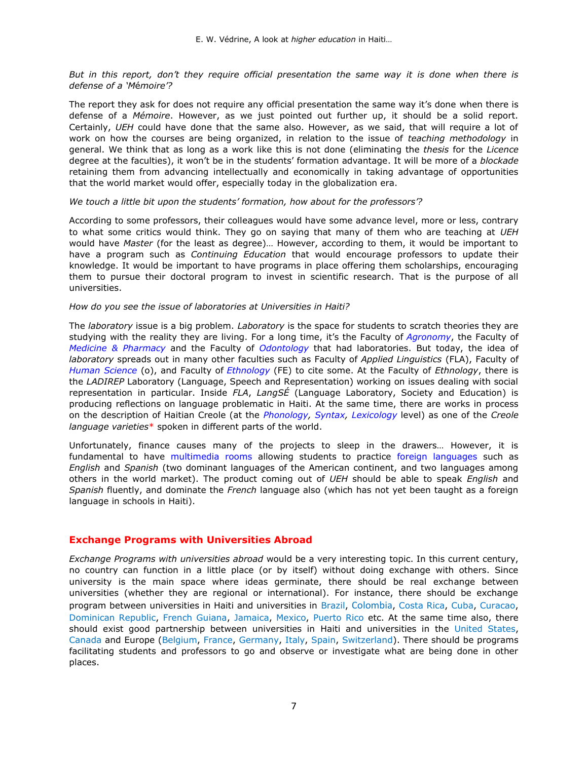*But in this report, don't they require official presentation the same way it is done when there is defense of a 'Mémoire'?*

The report they ask for does not require any official presentation the same way it's done when there is defense of a *Mémoire*. However, as we just pointed out further up, it should be a solid report. Certainly, *UEH* could have done that the same also. However, as we said, that will require a lot of work on how the courses are being organized, in relation to the issue of *teaching methodology* in general. We think that as long as a work like this is not done (eliminating the *thesis* for the *Licence* degree at the faculties), it won't be in the students' formation advantage. It will be more of a *blockade* retaining them from advancing intellectually and economically in taking advantage of opportunities that the world market would offer, especially today in the globalization era.

*We touch a little bit upon the students' formation, how about for the professors'?*

According to some professors, their colleagues would have some advance level, more or less, contrary to what some critics would think. They go on saying that many of them who are teaching at *UEH* would have *Master* (for the least as degree)… However, according to them, it would be important to have a program such as *Continuing Education* that would encourage professors to update their knowledge. It would be important to have programs in place offering them scholarships, encouraging them to pursue their doctoral program to invest in scientific research. That is the purpose of all universities.

*How do you see the issue of laboratories at Universities in Haiti?*

The *laboratory* issue is a big problem. *Laboratory* is the space for students to scratch theories they are studying with the reality they are living. For a long time, it's the Faculty of *Agronomy*, the Faculty of *Medicine & Pharmacy* and the Faculty of *Odontology* that had laboratories. But today, the idea of *laboratory* spreads out in many other faculties such as Faculty of *Applied Linguistics* (FLA), Faculty of *Human Science* (o), and Faculty of *Ethnology* (FE) to cite some. At the Faculty of *Ethnology*, there is the *LADIREP* Laboratory (Language, Speech and Representation) working on issues dealing with social representation in particular. Inside *FLA*, *LangSÉ* (Language Laboratory, Society and Education) is producing reflections on language problematic in Haiti. At the same time, there are works in process on the description of Haitian Creole (at the *Phonology, Syntax, Lexicology* level) as one of the *Creole language varieties** spoken in different parts of the world.

Unfortunately, finance causes many of the projects to sleep in the drawers… However, it is fundamental to have multimedia rooms allowing students to practice foreign languages such as *English* and *Spanish* (two dominant languages of the American continent, and two languages among others in the world market). The product coming out of *UEH* should be able to speak *English* and *Spanish* fluently, and dominate the *French* language also (which has not yet been taught as a foreign language in schools in Haiti).

## Exchange Programs with Universities Abroad

*Exchange Programs with universities abroad* would be a very interesting topic. In this current century, no country can function in a little place (or by itself) without doing exchange with others. Since university is the main space where ideas germinate, there should be real exchange between universities (whether they are regional or international). For instance, there should be exchange program between universities in Haiti and universities in Brazil, Colombia, Costa Rica, Cuba, Curacao, Dominican Republic, French Guiana, Jamaica, Mexico, Puerto Rico etc. At the same time also, there should exist good partnership between universities in Haiti and universities in the United States, Canada and Europe (Belgium, France, Germany, Italy, Spain, Switzerland). There should be programs facilitating students and professors to go and observe or investigate what are being done in other places.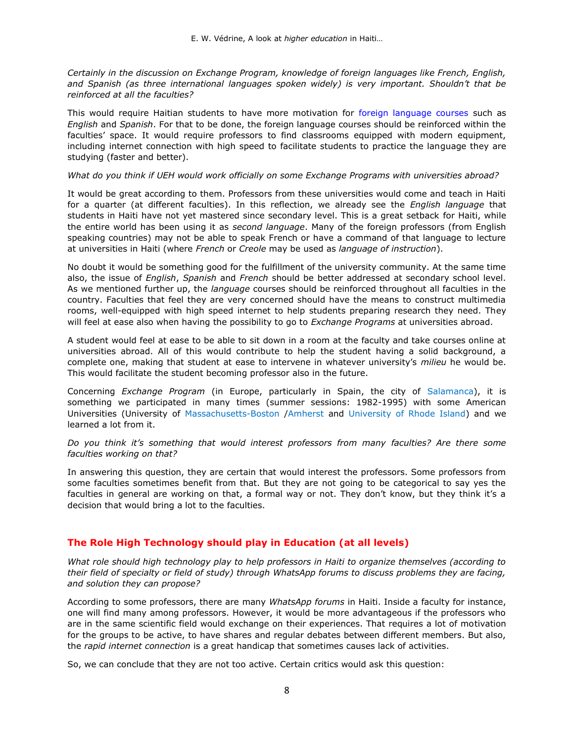*Certainly in the discussion on Exchange Program, knowledge of foreign languages like French, English, and Spanish (as three international languages spoken widely) is very important. Shouldn't that be reinforced at all the faculties?*

This would require Haitian students to have more motivation for foreign language courses such as *English* and *Spanish*. For that to be done, the foreign language courses should be reinforced within the faculties' space. It would require professors to find classrooms equipped with modern equipment, including internet connection with high speed to facilitate students to practice the language they are studying (faster and better).

*What do you think if UEH would work officially on some Exchange Programs with universities abroad?*

It would be great according to them. Professors from these universities would come and teach in Haiti for a quarter (at different faculties). In this reflection, we already see the *English language* that students in Haiti have not yet mastered since secondary level. This is a great setback for Haiti, while the entire world has been using it as *second language*. Many of the foreign professors (from English speaking countries) may not be able to speak French or have a command of that language to lecture at universities in Haiti (where *French* or *Creole* may be used as *language of instruction*).

No doubt it would be something good for the fulfillment of the university community. At the same time also, the issue of *English*, *Spanish* and *French* should be better addressed at secondary school level. As we mentioned further up, the *language* courses should be reinforced throughout all faculties in the country. Faculties that feel they are very concerned should have the means to construct multimedia rooms, well-equipped with high speed internet to help students preparing research they need. They will feel at ease also when having the possibility to go to *Exchange Programs* at universities abroad.

A student would feel at ease to be able to sit down in a room at the faculty and take courses online at universities abroad. All of this would contribute to help the student having a solid background, a complete one, making that student at ease to intervene in whatever university's *milieu* he would be. This would facilitate the student becoming professor also in the future.

Concerning *Exchange Program* (in Europe, particularly in Spain, the city of Salamanca), it is something we participated in many times (summer sessions: 1982-1995) with some American Universities (University of Massachusetts-Boston /Amherst and University of Rhode Island) and we learned a lot from it.

*Do you think it's something that would interest professors from many faculties? Are there some faculties working on that?*

In answering this question, they are certain that would interest the professors. Some professors from some faculties sometimes benefit from that. But they are not going to be categorical to say yes the faculties in general are working on that, a formal way or not. They don't know, but they think it's a decision that would bring a lot to the faculties.

## The Role High Technology should play in Education (at all levels)

*What role should high technology play to help professors in Haiti to organize themselves (according to their field of specialty or field of study) through WhatsApp forums to discuss problems they are facing, and solution they can propose?*

According to some professors, there are many *WhatsApp forums* in Haiti. Inside a faculty for instance, one will find many among professors. However, it would be more advantageous if the professors who are in the same scientific field would exchange on their experiences. That requires a lot of motivation for the groups to be active, to have shares and regular debates between different members. But also, the *rapid internet connection* is a great handicap that sometimes causes lack of activities.

So, we can conclude that they are not too active. Certain critics would ask this question: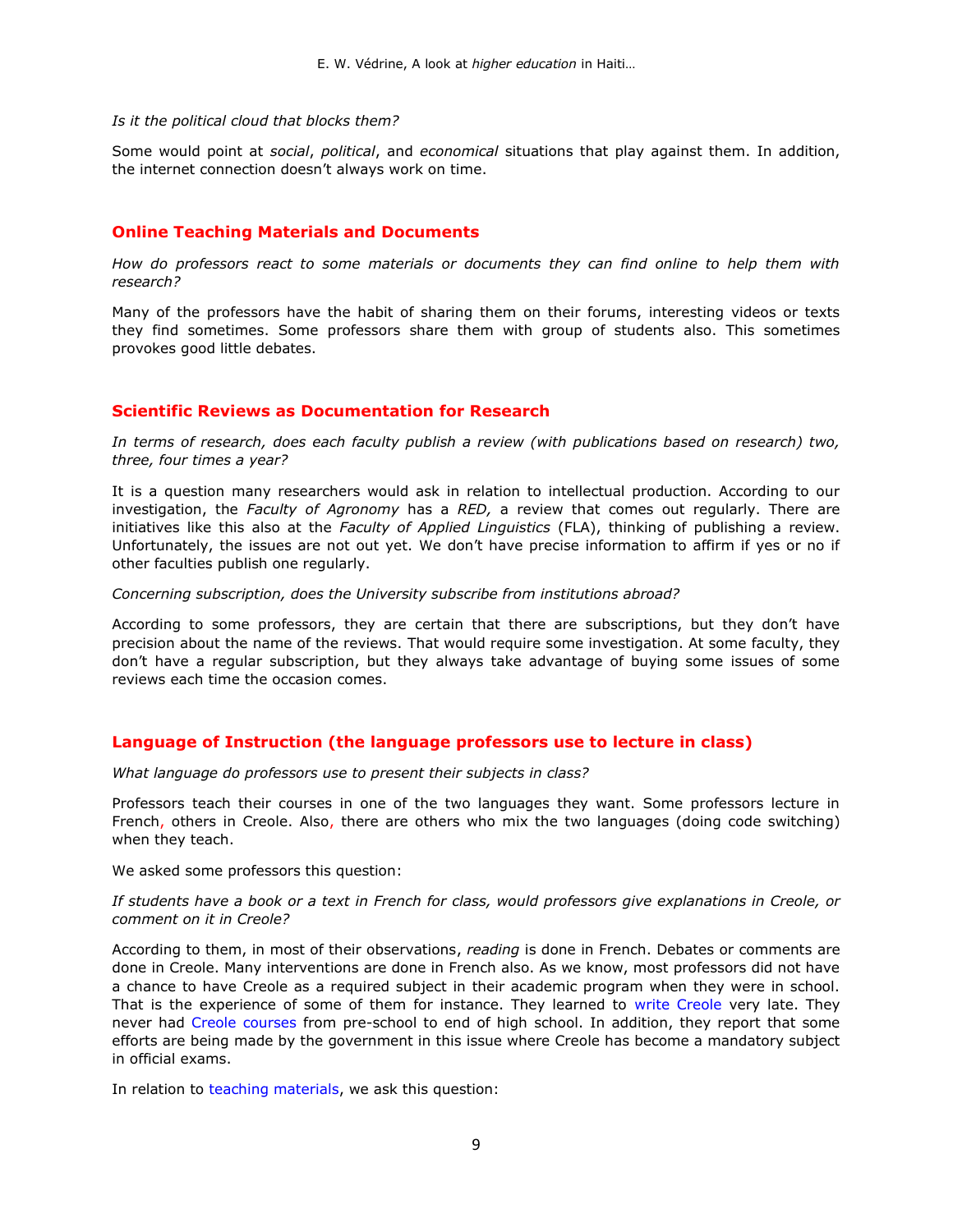*Is it the political cloud that blocks them?*

Some would point at *social*, *political*, and *economical* situations that play against them. In addition, the internet connection doesn't always work on time.

## Online Teaching Materials and Documents

*How do professors react to some materials or documents they can find online to help them with research?*

Many of the professors have the habit of sharing them on their forums, interesting videos or texts they find sometimes. Some professors share them with group of students also. This sometimes provokes good little debates.

## Scientific Reviews as Documentation for Research

*In terms of research, does each faculty publish a review (with publications based on research) two, three, four times a year?*

It is a question many researchers would ask in relation to intellectual production. According to our investigation, the *Faculty of Agronomy* has a *RED,* a review that comes out regularly. There are initiatives like this also at the *Faculty of Applied Linguistics* (FLA), thinking of publishing a review. Unfortunately, the issues are not out yet. We don't have precise information to affirm if yes or no if other faculties publish one regularly.

*Concerning subscription, does the University subscribe from institutions abroad?*

According to some professors, they are certain that there are subscriptions, but they don't have precision about the name of the reviews. That would require some investigation. At some faculty, they don't have a regular subscription, but they always take advantage of buying some issues of some reviews each time the occasion comes.

## Language of Instruction (the language professors use to lecture in class)

*What language do professors use to present their subjects in class?*

Professors teach their courses in one of the two languages they want. Some professors lecture in French, others in Creole. Also, there are others who mix the two languages (doing code switching) when they teach.

We asked some professors this question:

*If students have a book or a text in French for class, would professors give explanations in Creole, or comment on it in Creole?*

According to them, in most of their observations, *reading* is done in French. Debates or comments are done in Creole. Many interventions are done in French also. As we know, most professors did not have a chance to have Creole as a required subject in their academic program when they were in school. That is the experience of some of them for instance. They learned to write Creole very late. They never had Creole courses from pre-school to end of high school. In addition, they report that some efforts are being made by the government in this issue where Creole has become a mandatory subject in official exams.

In relation to teaching materials, we ask this question: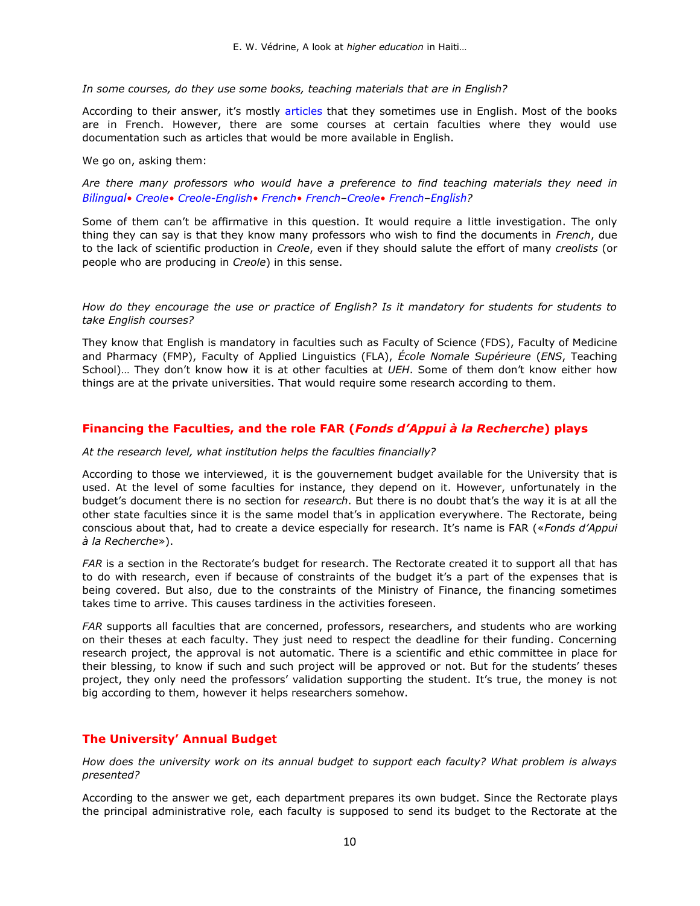*In some courses, do they use some books, teaching materials that are in English?*

According to their answer, it's mostly articles that they sometimes use in English. Most of the books are in French. However, there are some courses at certain faculties where they would use documentation such as articles that would be more available in English.

We go on, asking them:

*Are there many professors who would have a preference to find teaching materials they need in Bilingual• Creole• Creole-English• French• French–Creole• French–English?*

Some of them can't be affirmative in this question. It would require a little investigation. The only thing they can say is that they know many professors who wish to find the documents in *French*, due to the lack of scientific production in *Creole*, even if they should salute the effort of many *creolists* (or people who are producing in *Creole*) in this sense.

*How do they encourage the use or practice of English? Is it mandatory for students for students to take English courses?*

They know that English is mandatory in faculties such as Faculty of Science (FDS), Faculty of Medicine and Pharmacy (FMP), Faculty of Applied Linguistics (FLA), *École Nomale Supérieure* (*ENS*, Teaching School)… They don't know how it is at other faculties at *UEH*. Some of them don't know either how things are at the private universities. That would require some research according to them.

## Financing the Faculties, and the role FAR (*Fonds d'Appui à la Recherche*) plays

*At the research level, what institution helps the faculties financially?*

According to those we interviewed, it is the gouvernement budget available for the University that is used. At the level of some faculties for instance, they depend on it. However, unfortunately in the budget's document there is no section for *research*. But there is no doubt that's the way it is at all the other state faculties since it is the same model that's in application everywhere. The Rectorate, being conscious about that, had to create a device especially for research. It's name is FAR («*Fonds d'Appui à la Recherche*»).

*FAR* is a section in the Rectorate's budget for research. The Rectorate created it to support all that has to do with research, even if because of constraints of the budget it's a part of the expenses that is being covered. But also, due to the constraints of the Ministry of Finance, the financing sometimes takes time to arrive. This causes tardiness in the activities foreseen.

*FAR* supports all faculties that are concerned, professors, researchers, and students who are working on their theses at each faculty. They just need to respect the deadline for their funding. Concerning research project, the approval is not automatic. There is a scientific and ethic committee in place for their blessing, to know if such and such project will be approved or not. But for the students' theses project, they only need the professors' validation supporting the student. It's true, the money is not big according to them, however it helps researchers somehow.

## The University' Annual Budget

*How does the university work on its annual budget to support each faculty? What problem is always presented?*

According to the answer we get, each department prepares its own budget. Since the Rectorate plays the principal administrative role, each faculty is supposed to send its budget to the Rectorate at the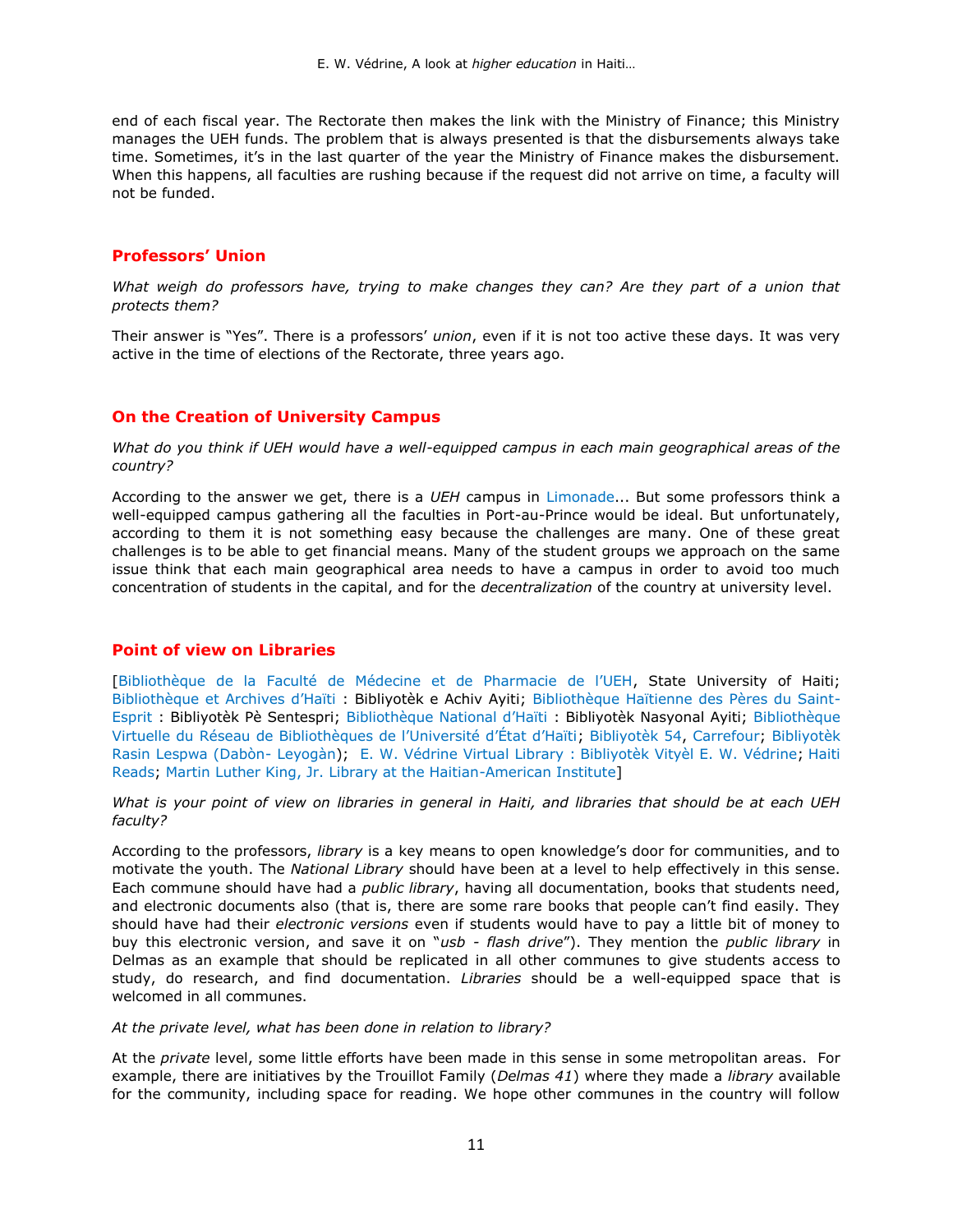end of each fiscal year. The Rectorate then makes the link with the Ministry of Finance; this Ministry manages the UEH funds. The problem that is always presented is that the disbursements always take time. Sometimes, it's in the last quarter of the year the Ministry of Finance makes the disbursement. When this happens, all faculties are rushing because if the request did not arrive on time, a faculty will not be funded.

## Professors' Union

*What weigh do professors have, trying to make changes they can? Are they part of a union that protects them?*

Their answer is "Yes". There is a professors' *union*, even if it is not too active these days. It was very active in the time of elections of the Rectorate, three years ago.

## On the Creation of University Campus

*What do you think if UEH would have a well-equipped campus in each main geographical areas of the country?*

According to the answer we get, there is a *UEH* campus in Limonade... But some professors think a well-equipped campus gathering all the faculties in Port-au-Prince would be ideal. But unfortunately, according to them it is not something easy because the challenges are many. One of these great challenges is to be able to get financial means. Many of the student groups we approach on the same issue think that each main geographical area needs to have a campus in order to avoid too much concentration of students in the capital, and for the *decentralization* of the country at university level.

## Point of view on Libraries

[Bibliothèque de la Faculté de Médecine et de Pharmacie de l'UEH, State University of Haiti; Bibliothèque et Archives d'Haïti : Bibliyotèk e Achiv Ayiti; Bibliothèque Haïtienne des Pères du Saint-Esprit : Bibliyotèk Pè Sentespri; Bibliothèque National d'Haïti : Bibliyotèk Nasyonal Ayiti; Bibliothèque Virtuelle du Réseau de Bibliothèques de l'Université d'État d'Haïti; Bibliyotèk 54, Carrefour; Bibliyotèk Rasin Lespwa (Dabòn- Leyogàn); E. W. Védrine Virtual Library : Bibliyotèk Vityèl E. W. Védrine; Haiti Reads; Martin Luther King, Jr. Library at the Haitian-American Institute]

*What is your point of view on libraries in general in Haiti, and libraries that should be at each UEH faculty?*

According to the professors, *library* is a key means to open knowledge's door for communities, and to motivate the youth. The *National Library* should have been at a level to help effectively in this sense. Each commune should have had a *public library*, having all documentation, books that students need, and electronic documents also (that is, there are some rare books that people can't find easily. They should have had their *electronic versions* even if students would have to pay a little bit of money to buy this electronic version, and save it on "*usb - flash drive*"). They mention the *public library* in Delmas as an example that should be replicated in all other communes to give students access to study, do research, and find documentation. *Libraries* should be a well-equipped space that is welcomed in all communes.

*At the private level, what has been done in relation to library?*

At the *private* level, some little efforts have been made in this sense in some metropolitan areas. For example, there are initiatives by the Trouillot Family (*Delmas 41*) where they made a *library* available for the community, including space for reading. We hope other communes in the country will follow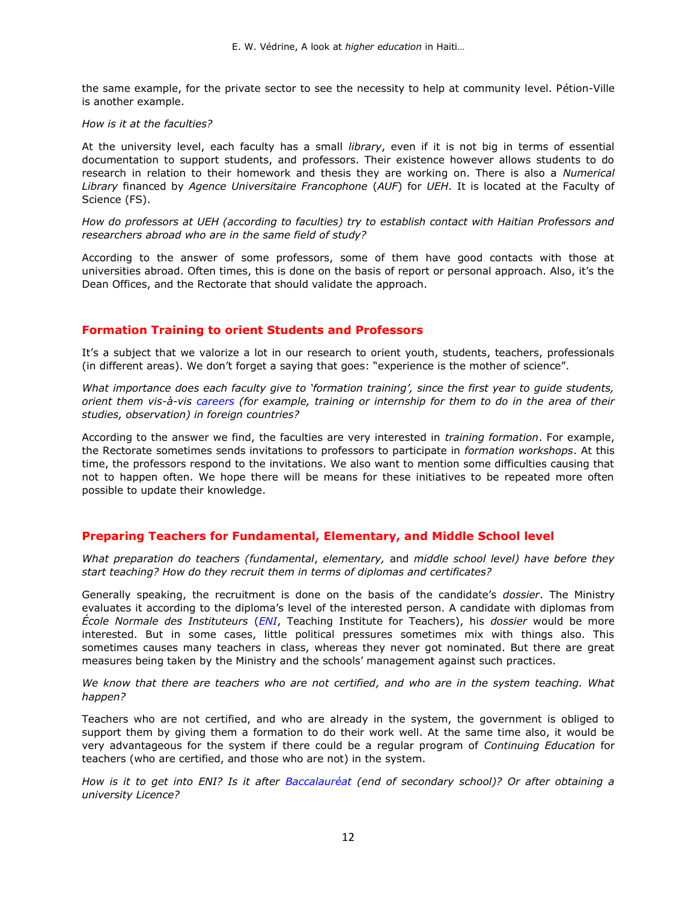the same example, for the private sector to see the necessity to help at community level. Pétion-Ville is another example.

*How is it at the faculties?*

At the university level, each faculty has a small *library*, even if it is not big in terms of essential documentation to support students, and professors. Their existence however allows students to do research in relation to their homework and thesis they are working on. There is also a *Numerical Library* financed by *Agence Universitaire Francophone* (*AUF*) for *UEH*. It is located at the Faculty of Science (FS).

*How do professors at UEH (according to faculties) try to establish contact with Haitian Professors and researchers abroad who are in the same field of study?*

According to the answer of some professors, some of them have good contacts with those at universities abroad. Often times, this is done on the basis of report or personal approach. Also, it's the Dean Offices, and the Rectorate that should validate the approach.

## Formation Training to orient Students and Professors

It's a subject that we valorize a lot in our research to orient youth, students, teachers, professionals (in different areas). We don't forget a saying that goes: "experience is the mother of science".

*What importance does each faculty give to 'formation training', since the first year to guide students, orient them vis-à-vis careers (for example, training or internship for them to do in the area of their studies, observation) in foreign countries?*

According to the answer we find, the faculties are very interested in *training formation*. For example, the Rectorate sometimes sends invitations to professors to participate in *formation workshops*. At this time, the professors respond to the invitations. We also want to mention some difficulties causing that not to happen often. We hope there will be means for these initiatives to be repeated more often possible to update their knowledge.

## Preparing Teachers for Fundamental, Elementary, and Middle School level

*What preparation do teachers (fundamental*, *elementary,* and *middle school level) have before they start teaching? How do they recruit them in terms of diplomas and certificates?*

Generally speaking, the recruitment is done on the basis of the candidate's *dossier*. The Ministry evaluates it according to the diploma's level of the interested person. A candidate with diplomas from *École Normale des Instituteurs* (*ENI*, Teaching Institute for Teachers), his *dossier* would be more interested. But in some cases, little political pressures sometimes mix with things also. This sometimes causes many teachers in class, whereas they never got nominated. But there are great measures being taken by the Ministry and the schools' management against such practices.

*We know that there are teachers who are not certified, and who are in the system teaching. What happen?*

Teachers who are not certified, and who are already in the system, the government is obliged to support them by giving them a formation to do their work well. At the same time also, it would be very advantageous for the system if there could be a regular program of *Continuing Education* for teachers (who are certified, and those who are not) in the system.

*How is it to get into ENI? Is it after Baccalauréat (end of secondary school)? Or after obtaining a university Licence?*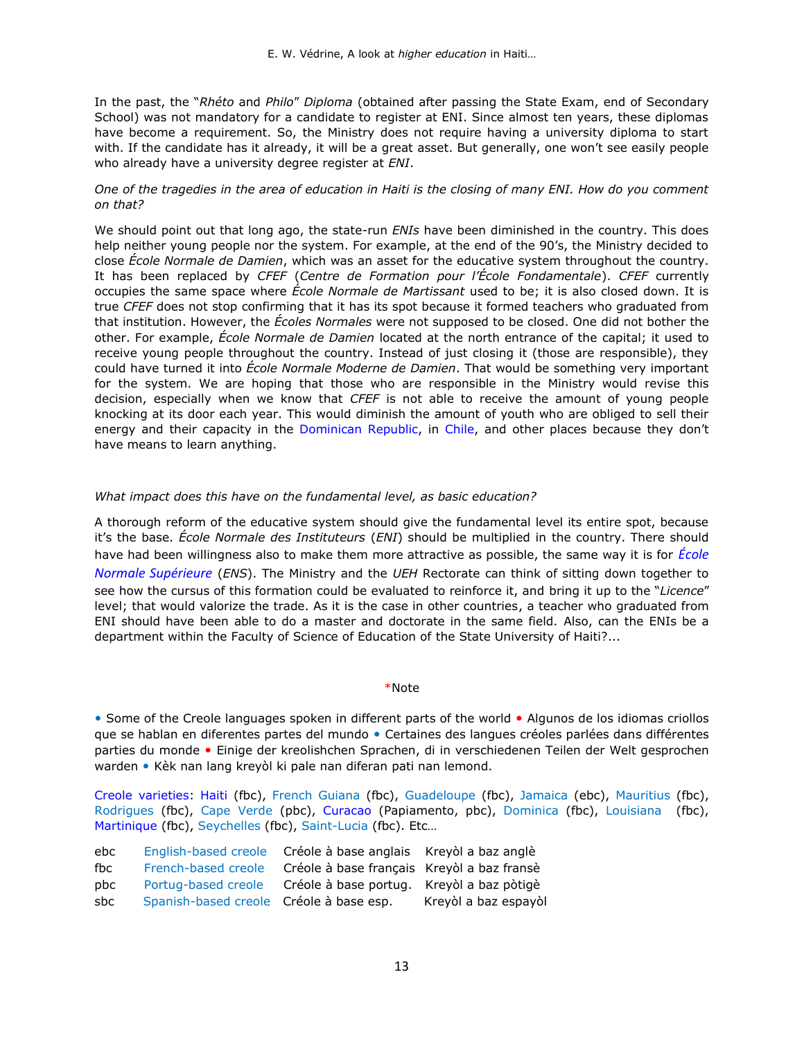In the past, the "*Rhéto* and *Philo*" *Diploma* (obtained after passing the State Exam, end of Secondary School) was not mandatory for a candidate to register at ENI. Since almost ten years, these diplomas have become a requirement. So, the Ministry does not require having a university diploma to start with. If the candidate has it already, it will be a great asset. But generally, one won't see easily people who already have a university degree register at *ENI*.

*One of the tragedies in the area of education in Haiti is the closing of many ENI. How do you comment on that?*

We should point out that long ago, the state-run *ENIs* have been diminished in the country. This does help neither young people nor the system. For example, at the end of the 90's, the Ministry decided to close *École Normale de Damien*, which was an asset for the educative system throughout the country. It has been replaced by *CFEF* (*Centre de Formation pour l'École Fondamentale*). *CFEF* currently occupies the same space where *École Normale de Martissant* used to be; it is also closed down. It is true *CFEF* does not stop confirming that it has its spot because it formed teachers who graduated from that institution. However, the *Écoles Normales* were not supposed to be closed. One did not bother the other. For example, *École Normale de Damien* located at the north entrance of the capital; it used to receive young people throughout the country. Instead of just closing it (those are responsible), they could have turned it into *École Normale Moderne de Damien*. That would be something very important for the system. We are hoping that those who are responsible in the Ministry would revise this decision, especially when we know that *CFEF* is not able to receive the amount of young people knocking at its door each year. This would diminish the amount of youth who are obliged to sell their energy and their capacity in the Dominican Republic, in Chile, and other places because they don't have means to learn anything.

*What impact does this have on the fundamental level, as basic education?*

A thorough reform of the educative system should give the fundamental level its entire spot, because it's the base. *École Normale des Instituteurs* (*ENI*) should be multiplied in the country. There should have had been willingness also to make them more attractive as possible, the same way it is for *École Normale Supérieure* (*ENS*). The Ministry and the *UEH* Rectorate can think of sitting down together to see how the cursus of this formation could be evaluated to reinforce it, and bring it up to the "*Licence*" level; that would valorize the trade. As it is the case in other countries, a teacher who graduated from ENI should have been able to do a master and doctorate in the same field. Also, can the ENIs be a department within the Faculty of Science of Education of the State University of Haiti?...

*Note

• Some of the Creole languages spoken in different parts of the world • Algunos de los idiomas criollos que se hablan en diferentes partes del mundo • Certaines des langues créoles parlées dans différentes parties du monde • Einige der kreolishchen Sprachen, di in verschiedenen Teilen der Welt gesprochen warden • Kèk nan lang kreyòl ki pale nan diferan pati nan lemond.

Creole varieties: Haiti (fbc), French Guiana (fbc), Guadeloupe (fbc), Jamaica (ebc), Mauritius (fbc), Rodrigues (fbc), Cape Verde (pbc), Curacao (Papiamento, pbc), Dominica (fbc), Louisiana (fbc), Martinique (fbc), Seychelles (fbc), Saint-Lucia (fbc). Etc…

| | | | |
|---|---|---|---|
| ebc | English-based creole | Créole à base anglais | Kreyòl a baz anglè |
| fbc | French-based creole | Créole à base français | Kreyòl a baz fransè |
| pbc | Portug-based creole | Créole à base portug. | Kreyòl a baz pòtigè |
| sbc | Spanish-based creole | Créole à base esp. | Kreyòl a baz espayòl |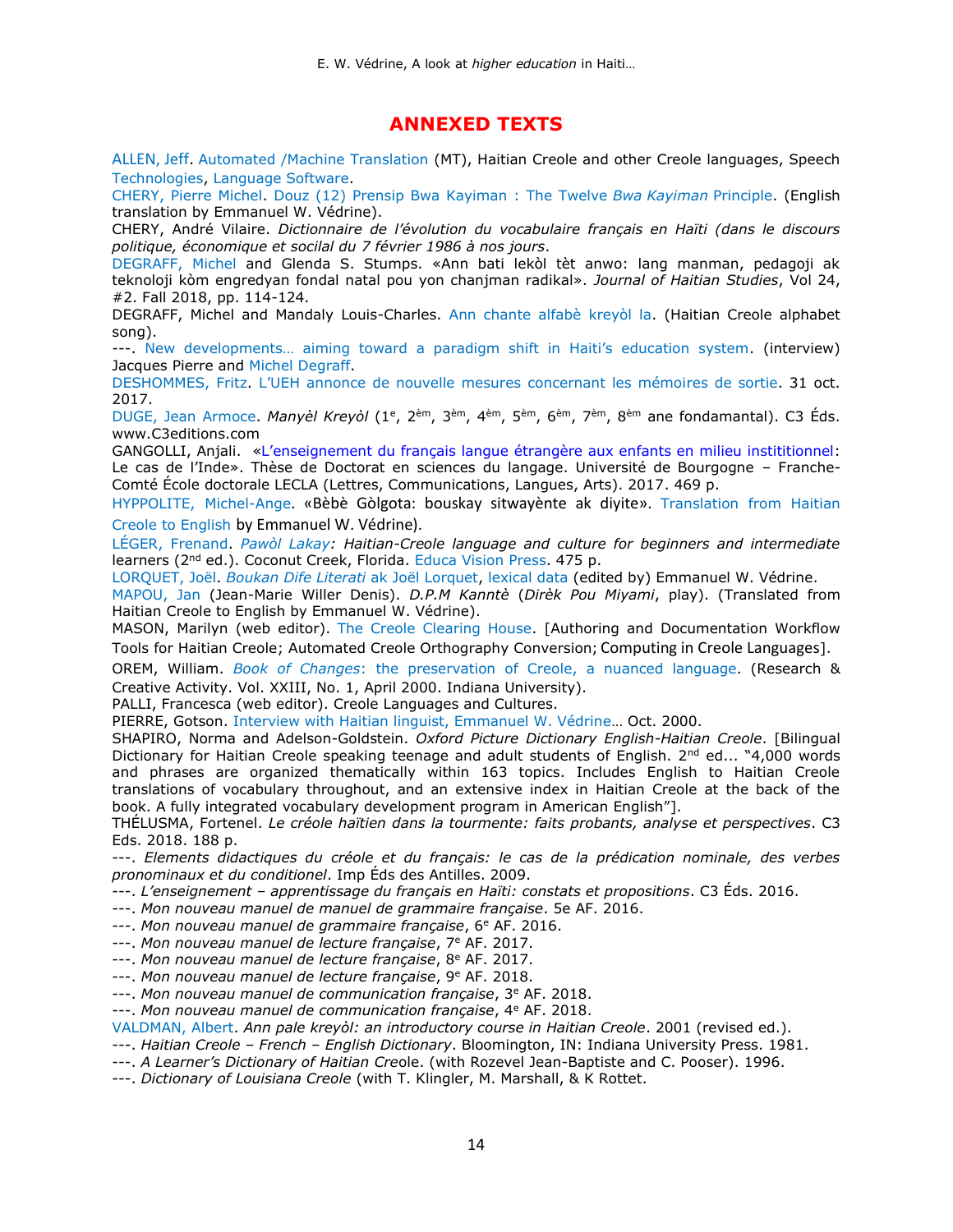# ANNEXED TEXTS

ALLEN, Jeff. Automated /Machine Translation (MT), Haitian Creole and other Creole languages, Speech Technologies, Language Software.

CHERY, Pierre Michel. Douz (12) Prensip Bwa Kayiman : The Twelve *Bwa Kayiman* Principle. (English translation by Emmanuel W. Védrine).

CHERY, André Vilaire. *Dictionnaire de l'évolution du vocabulaire français en Haïti (dans le discours politique, économique et socilal du 7 février 1986 à nos jours*.

DEGRAFF, Michel and Glenda S. Stumps. «Ann bati lekòl tèt anwo: lang manman, pedagoji ak teknoloji kòm engredyan fondal natal pou yon chanjman radikal». *Journal of Haitian Studies*, Vol 24, #2. Fall 2018, pp. 114-124.

DEGRAFF, Michel and Mandaly Louis-Charles. Ann chante alfabè kreyòl la. (Haitian Creole alphabet song).

---. New developments… aiming toward a paradigm shift in Haiti's education system. (interview) Jacques Pierre and Michel Degraff.

DESHOMMES, Fritz. L'UEH annonce de nouvelle mesures concernant les mémoires de sortie. 31 oct. 2017.

DUGE, Jean Armoce. *Manyèl Kreyòl* (1e, 2èm, 3èm, 4èm, 5èm, 6èm, 7èm, 8èm ane fondamantal). C3 Éds. www.C3editions.com

GANGOLLI, Anjali. «L'enseignement du français langue étrangère aux enfants en milieu instititionnel: Le cas de l'Inde». Thèse de Doctorat en sciences du langage. Université de Bourgogne – Franche-Comté École doctorale LECLA (Lettres, Communications, Langues, Arts). 2017. 469 p.

HYPPOLITE, Michel-Ange. «Bèbè Gòlgota: bouskay sitwayènte ak diyite». Translation from Haitian Creole to English by Emmanuel W. Védrine).

LÉGER, Frenand. *Pawòl Lakay: Haitian-Creole language and culture for beginners and intermediate* learners (2nd ed.). Coconut Creek, Florida. Educa Vision Press. 475 p.

LORQUET, Joël. *Boukan Dife Literati* ak Joël Lorquet, lexical data (edited by) Emmanuel W. Védrine.

MAPOU, Jan (Jean-Marie Willer Denis). *D.P.M Kanntè* (*Dirèk Pou Miyami*, play). (Translated from Haitian Creole to English by Emmanuel W. Védrine).

MASON, Marilyn (web editor). The Creole Clearing House. [Authoring and Documentation Workflow Tools for Haitian Creole; Automated Creole Orthography Conversion; Computing in Creole Languages].

OREM, William. *Book of Changes*: the preservation of Creole, a nuanced language. (Research & Creative Activity. Vol. XXIII, No. 1, April 2000. Indiana University).

PALLI, Francesca (web editor). Creole Languages and Cultures.

PIERRE, Gotson. Interview with Haitian linguist, Emmanuel W. Védrine… Oct. 2000.

SHAPIRO, Norma and Adelson-Goldstein. *Oxford Picture Dictionary English-Haitian Creole*. [Bilingual Dictionary for Haitian Creole speaking teenage and adult students of English. 2nd ed... "4,000 words and phrases are organized thematically within 163 topics. Includes English to Haitian Creole translations of vocabulary throughout, and an extensive index in Haitian Creole at the back of the book. A fully integrated vocabulary development program in American English"].

THÉLUSMA, Fortenel. *Le créole haïtien dans la tourmente: faits probants, analyse et perspectives*. C3 Eds. 2018. 188 p.

---. *Elements didactiques du créole et du français: le cas de la prédication nominale, des verbes pronominaux et du conditionel*. Imp Éds des Antilles. 2009.

---. *L'enseignement – apprentissage du français en Haïti: constats et propositions*. C3 Éds. 2016.

---. *Mon nouveau manuel de manuel de grammaire française*. 5e AF. 2016.

---. *Mon nouveau manuel de grammaire française*, 6e AF. 2016.

---. *Mon nouveau manuel de lecture française*, 7e AF. 2017.

---. *Mon nouveau manuel de lecture française*, 8e AF. 2017.

---. *Mon nouveau manuel de lecture française*, 9e AF. 2018.

---. *Mon nouveau manuel de communication française*, 3e AF. 2018.

---. *Mon nouveau manuel de communication française*, 4e AF. 2018.

VALDMAN, Albert. *Ann pale kreyòl: an introductory course in Haitian Creole*. 2001 (revised ed.).

---. *Haitian Creole – French – English Dictionary*. Bloomington, IN: Indiana University Press. 1981.

---. *A Learner's Dictionary of Haitian Cre*ole. (with Rozevel Jean-Baptiste and C. Pooser). 1996.

---. *Dictionary of Louisiana Creole* (with T. Klingler, M. Marshall, & K Rottet.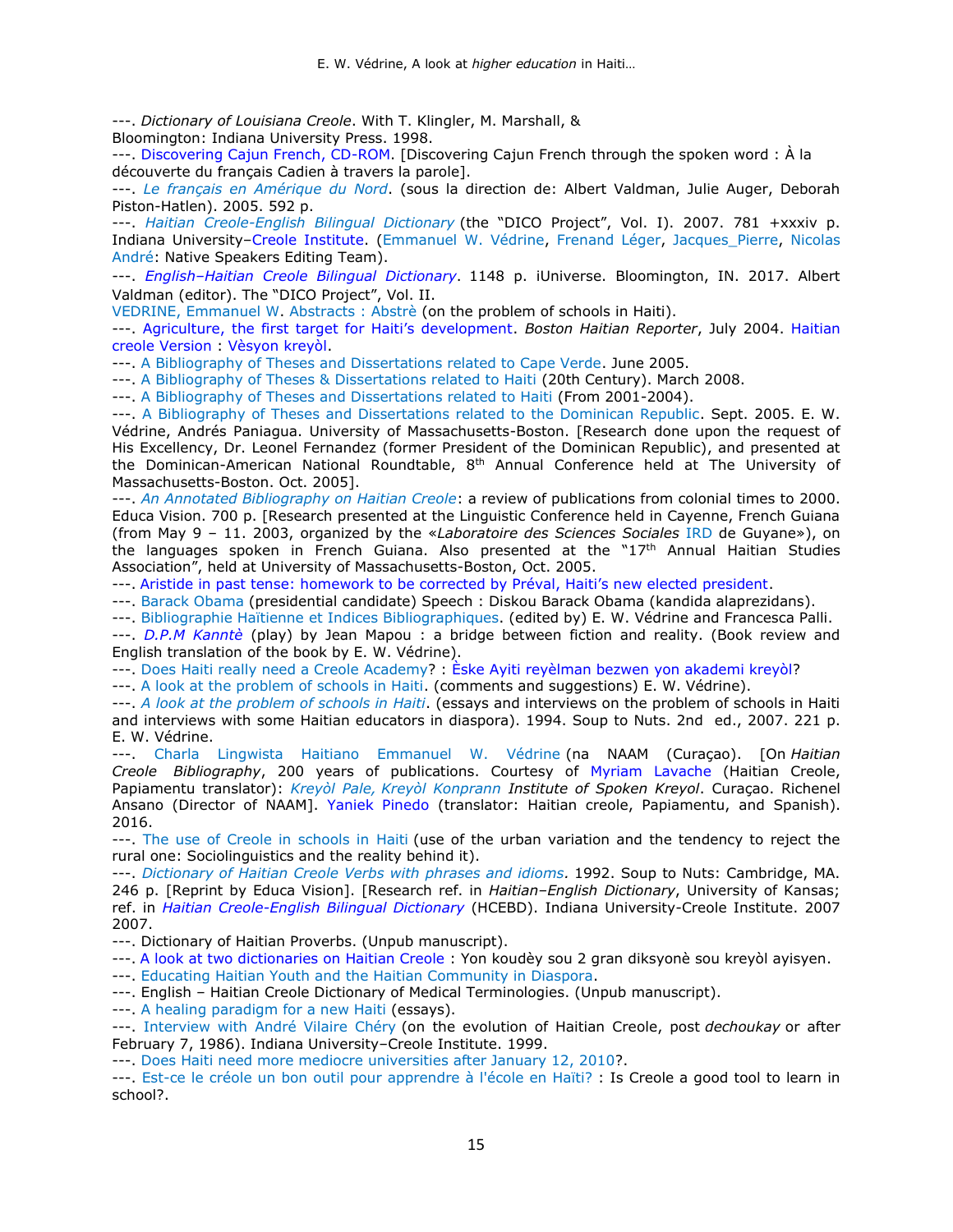---. *Dictionary of Louisiana Creole*. With T. Klingler, M. Marshall, & Bloomington: Indiana University Press. 1998.

---. Discovering Cajun French, CD-ROM. [Discovering Cajun French through the spoken word : À la découverte du français Cadien à travers la parole].

---. *Le français en Amérique du Nord*. (sous la direction de: Albert Valdman, Julie Auger, Deborah Piston-Hatlen). 2005. 592 p.

---. *Haitian Creole-English Bilingual Dictionary* (the "DICO Project", Vol. I). 2007. 781 +xxxiv p. Indiana University–Creole Institute. (Emmanuel W. Védrine, Frenand Léger, Jacques_Pierre, Nicolas André: Native Speakers Editing Team).

---. *English–Haitian Creole Bilingual Dictionary*. 1148 p. iUniverse. Bloomington, IN. 2017. Albert Valdman (editor). The "DICO Project", Vol. II.

VEDRINE, Emmanuel W. Abstracts : Abstrè (on the problem of schools in Haiti).

---. Agriculture, the first target for Haiti's development. *Boston Haitian Reporter*, July 2004. Haitian creole Version : Vèsyon kreyòl.

---. A Bibliography of Theses and Dissertations related to Cape Verde. June 2005.

---. A Bibliography of Theses & Dissertations related to Haiti (20th Century). March 2008.

---. A Bibliography of Theses and Dissertations related to Haiti (From 2001-2004).

---. A Bibliography of Theses and Dissertations related to the Dominican Republic. Sept. 2005. E. W. Védrine, Andrés Paniagua. University of Massachusetts-Boston. [Research done upon the request of His Excellency, Dr. Leonel Fernandez (former President of the Dominican Republic), and presented at the Dominican-American National Roundtable, 8th Annual Conference held at The University of Massachusetts-Boston. Oct. 2005].

---. *An Annotated Bibliography on Haitian Creole*: a review of publications from colonial times to 2000. Educa Vision. 700 p. [Research presented at the Linguistic Conference held in Cayenne, French Guiana (from May 9 – 11. 2003, organized by the «*Laboratoire des Sciences Sociales* IRD de Guyane»), on the languages spoken in French Guiana. Also presented at the "17th Annual Haitian Studies Association", held at University of Massachusetts-Boston, Oct. 2005.

---. Aristide in past tense: homework to be corrected by Préval, Haiti's new elected president.

---. Barack Obama (presidential candidate) Speech : Diskou Barack Obama (kandida alaprezidans).

---. Bibliographie Haïtienne et Indices Bibliographiques. (edited by) E. W. Védrine and Francesca Palli.

---. *D.P.M Kanntè* (play) by Jean Mapou : a bridge between fiction and reality. (Book review and English translation of the book by E. W. Védrine).

---. Does Haiti really need a Creole Academy? : Èske Ayiti reyèlman bezwen yon akademi kreyòl?

---. A look at the problem of schools in Haiti. (comments and suggestions) E. W. Védrine).

---. *A look at the problem of schools in Haiti*. (essays and interviews on the problem of schools in Haiti and interviews with some Haitian educators in diaspora). 1994. Soup to Nuts. 2nd ed., 2007. 221 p. E. W. Védrine.

---. Charla Lingwista Haitiano Emmanuel W. Védrine (na NAAM (Curaçao). [On *Haitian Creole Bibliography*, 200 years of publications. Courtesy of Myriam Lavache (Haitian Creole, Papiamentu translator): *Kreyòl Pale, Kreyòl Konprann* *Institute of Spoken Kreyol*. Curaçao. Richenel Ansano (Director of NAAM]. Yaniek Pinedo (translator: Haitian creole, Papiamentu, and Spanish). 2016.

---. The use of Creole in schools in Haiti (use of the urban variation and the tendency to reject the rural one: Sociolinguistics and the reality behind it).

---. *Dictionary of Haitian Creole Verbs with phrases and idioms.* 1992. Soup to Nuts: Cambridge, MA. 246 p. [Reprint by Educa Vision]. [Research ref. in *Haitian–English Dictionary*, University of Kansas; ref. in *Haitian Creole-English Bilingual Dictionary* (HCEBD). Indiana University-Creole Institute. 2007 2007.

---. Dictionary of Haitian Proverbs. (Unpub manuscript).

---. A look at two dictionaries on Haitian Creole : Yon koudèy sou 2 gran diksyonè sou kreyòl ayisyen.

---. Educating Haitian Youth and the Haitian Community in Diaspora.

---. English – Haitian Creole Dictionary of Medical Terminologies. (Unpub manuscript).

---. A healing paradigm for a new Haiti (essays).

---. Interview with André Vilaire Chéry (on the evolution of Haitian Creole, post *dechoukay* or after February 7, 1986). Indiana University–Creole Institute. 1999.

---. Does Haiti need more mediocre universities after January 12, 2010?.

---. Est-ce le créole un bon outil pour apprendre à l'école en Haïti? : Is Creole a good tool to learn in school?.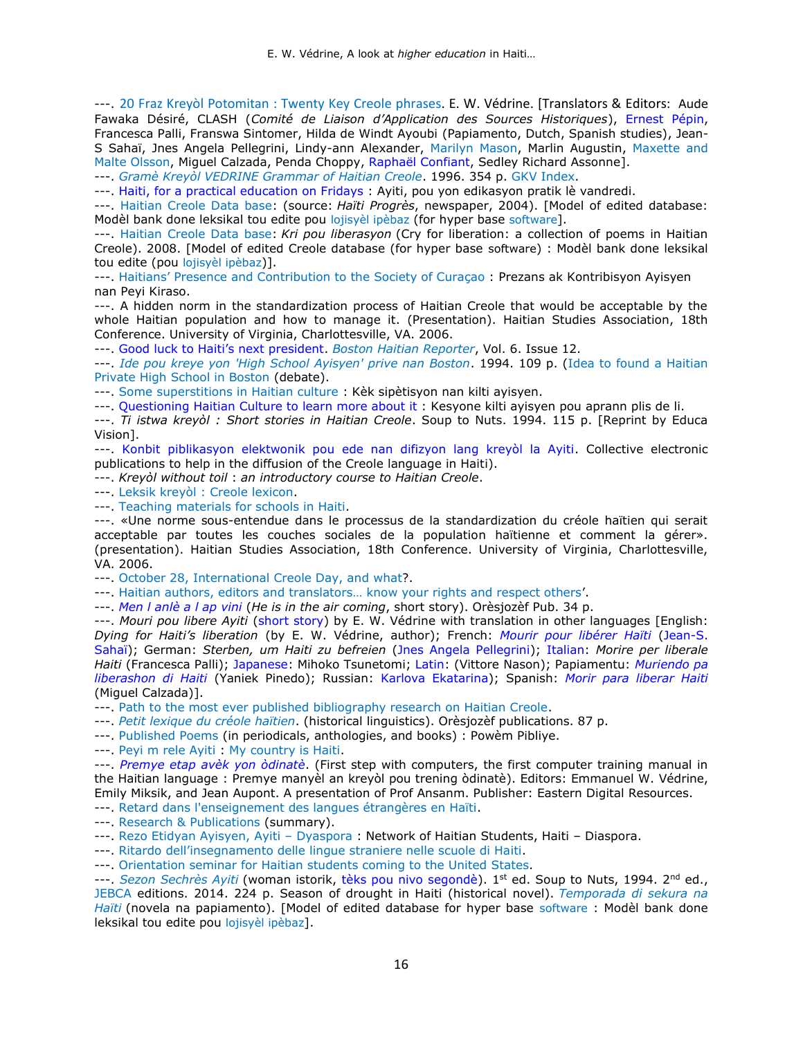---. 20 Fraz Kreyòl Potomitan : Twenty Key Creole phrases. E. W. Védrine. [Translators & Editors: Aude Fawaka Désiré, CLASH (*Comité de Liaison d'Application des Sources Historiques*), Ernest Pépin, Francesca Palli, Franswa Sintomer, Hilda de Windt Ayoubi (Papiamento, Dutch, Spanish studies), Jean-S Sahaï, Jnes Angela Pellegrini, Lindy-ann Alexander, Marilyn Mason, Marlin Augustin, Maxette and Malte Olsson, Miguel Calzada, Penda Choppy, Raphaël Confiant, Sedley Richard Assonne].

---. *Gramè Kreyòl VEDRINE Grammar of Haitian Creole*. 1996. 354 p. GKV Index.

---. Haiti, for a practical education on Fridays : Ayiti, pou yon edikasyon pratik lè vandredi.

---. Haitian Creole Data base: (source: *Haïti Progrès*, newspaper, 2004). [Model of edited database: Modèl bank done leksikal tou edite pou lojisyèl ipèbaz (for hyper base software].

---. Haitian Creole Data base: *Kri pou liberasyon* (Cry for liberation: a collection of poems in Haitian Creole). 2008. [Model of edited Creole database (for hyper base software) : Modèl bank done leksikal tou edite (pou lojisyèl ipèbaz)].

---. Haitians' Presence and Contribution to the Society of Curaçao : Prezans ak Kontribisyon Ayisyen nan Peyi Kiraso.

---. A hidden norm in the standardization process of Haitian Creole that would be acceptable by the whole Haitian population and how to manage it. (Presentation). Haitian Studies Association, 18th Conference. University of Virginia, Charlottesville, VA. 2006.

---. Good luck to Haiti's next president. *Boston Haitian Reporter*, Vol. 6. Issue 12.

---. *Ide pou kreye yon 'High School Ayisyen' prive nan Boston*. 1994. 109 p. (Idea to found a Haitian Private High School in Boston (debate).

---. Some superstitions in Haitian culture : Kèk sipètisyon nan kilti ayisyen.

---. Questioning Haitian Culture to learn more about it : Kesyone kilti ayisyen pou aprann plis de li.

---. *Ti istwa kreyòl : Short stories in Haitian Creole*. Soup to Nuts. 1994. 115 p. [Reprint by Educa Vision].

---. Konbit piblikasyon elektwonik pou ede nan difizyon lang kreyòl la Ayiti. Collective electronic publications to help in the diffusion of the Creole language in Haiti).

---. *Kreyòl without toil* : *an introductory course to Haitian Creole*.

---. Leksik kreyòl : Creole lexicon.

---. Teaching materials for schools in Haiti.

---. «Une norme sous-entendue dans le processus de la standardization du créole haïtien qui serait acceptable par toutes les couches sociales de la population haïtienne et comment la gérer». (presentation). Haitian Studies Association, 18th Conference. University of Virginia, Charlottesville, VA. 2006.

---. October 28, International Creole Day, and what?.

---. Haitian authors, editors and translators… know your rights and respect others'.

---. *Men l anlè a l ap vini* (*He is in the air coming*, short story). Orèsjozèf Pub. 34 p.

---. *Mouri pou libere Ayiti* (short story) by E. W. Védrine with translation in other languages [English: *Dying for Haiti's liberation* (by E. W. Védrine, author); French: *Mourir pour libérer Haïti* (Jean-S. Sahaï); German: *Sterben, um Haiti zu befreien* (Jnes Angela Pellegrini); Italian: *Morire per liberale Haiti* (Francesca Palli); Japanese: Mihoko Tsunetomi; Latin: (Vittore Nason); Papiamentu: *Muriendo pa liberashon di Haiti* (Yaniek Pinedo); Russian: Karlova Ekatarina); Spanish: *Morir para liberar Haiti* (Miguel Calzada)].

---. Path to the most ever published bibliography research on Haitian Creole.

---. *Petit lexique du créole haïtien*. (historical linguistics). Orèsjozèf publications. 87 p.

---. Published Poems (in periodicals, anthologies, and books) : Powèm Pibliye.

---. Peyi m rele Ayiti : My country is Haiti.

---. *Premye etap avèk yon òdinatè*. (First step with computers, the first computer training manual in the Haitian language : Premye manyèl an kreyòl pou trening òdinatè). Editors: Emmanuel W. Védrine, Emily Miksik, and Jean Aupont. A presentation of Prof Ansanm. Publisher: Eastern Digital Resources.

---. Retard dans l'enseignement des langues étrangères en Haïti.

---. Research & Publications (summary).

---. Rezo Etidyan Ayisyen, Ayiti – Dyaspora : Network of Haitian Students, Haiti – Diaspora.

---. Ritardo dell'insegnamento delle lingue straniere nelle scuole di Haiti.

---. Orientation seminar for Haitian students coming to the United States.

---. *Sezon Sechrès Ayiti* (woman istorik, tèks pou nivo segondè). 1st ed. Soup to Nuts, 1994. 2nd ed., JEBCA editions. 2014. 224 p. Season of drought in Haiti (historical novel). *Temporada di sekura na Haïti* (novela na papiamento). [Model of edited database for hyper base software : Modèl bank done leksikal tou edite pou lojisyèl ipèbaz].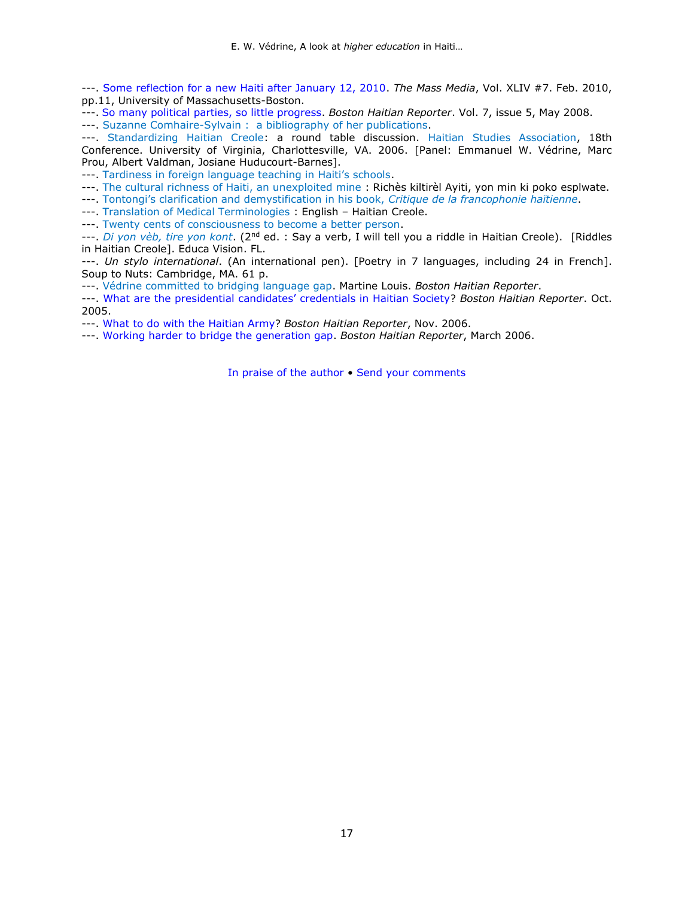---. Some reflection for a new Haiti after January 12, 2010. *The Mass Media*, Vol. XLIV #7. Feb. 2010, pp.11, University of Massachusetts-Boston.

---. So many political parties, so little progress. *Boston Haitian Reporter*. Vol. 7, issue 5, May 2008.

---. Suzanne Comhaire-Sylvain : a bibliography of her publications.

---. Standardizing Haitian Creole: a round table discussion. Haitian Studies Association, 18th Conference. University of Virginia, Charlottesville, VA. 2006. [Panel: Emmanuel W. Védrine, Marc Prou, Albert Valdman, Josiane Huducourt-Barnes].

---. Tardiness in foreign language teaching in Haiti's schools.

---. The cultural richness of Haiti, an unexploited mine : Richès kiltirèl Ayiti, yon min ki poko esplwate.

---. Tontongi's clarification and demystification in his book, *Critique de la francophonie haïtienne*.

---. Translation of Medical Terminologies : English – Haitian Creole.

---. Twenty cents of consciousness to become a better person.

---. *Di yon vèb, tire yon kont*. (2nd ed. : Say a verb, I will tell you a riddle in Haitian Creole). [Riddles in Haitian Creole]. Educa Vision. FL.

---. *Un stylo international*. (An international pen). [Poetry in 7 languages, including 24 in French]. Soup to Nuts: Cambridge, MA. 61 p.

---. Védrine committed to bridging language gap. Martine Louis. *Boston Haitian Reporter*.

---. What are the presidential candidates' credentials in Haitian Society? *Boston Haitian Reporter*. Oct. 2005.

---. What to do with the Haitian Army? *Boston Haitian Reporter*, Nov. 2006.

---. Working harder to bridge the generation gap. *Boston Haitian Reporter*, March 2006.

In praise of the author • Send your comments